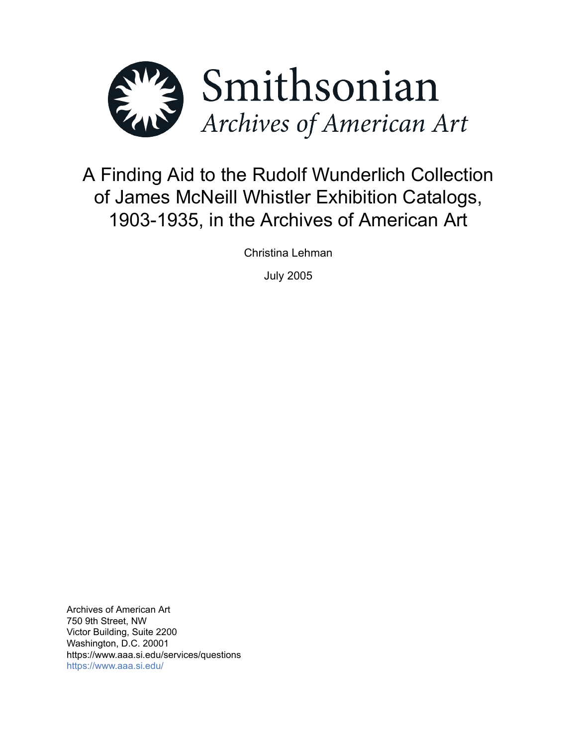Smithsonian

*Archives of American Art*

# A Finding Aid to the Rudolf Wunderlich Collection of James McNeill Whistler Exhibition Catalogs, 1903-1935, in the Archives of American Art

Christina Lehman

July 2005

Archives of American Art
750 9th Street, NW
Victor Building, Suite 2200
Washington, D.C. 20001
https://www.aaa.si.edu/services/questions
https://www.aaa.si.edu/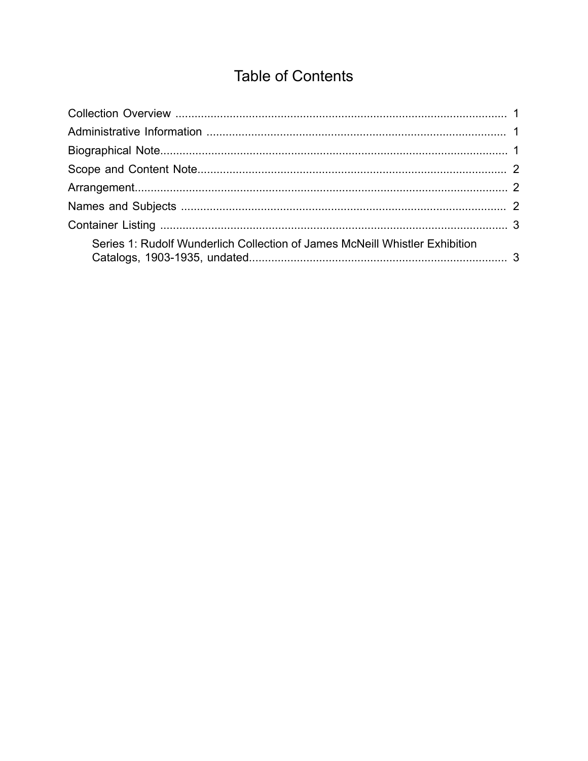# Table of Contents

Collection Overview ........................................................................................................ 1

Administrative Information .............................................................................................. 1

Biographical Note............................................................................................................. 1

Scope and Content Note.................................................................................................. 2

Arrangement..................................................................................................................... 2

Names and Subjects ....................................................................................................... 2

Container Listing .............................................................................................................. 3

- Series 1: Rudolf Wunderlich Collection of James McNeill Whistler Exhibition Catalogs, 1903-1935, undated................................................................................. 3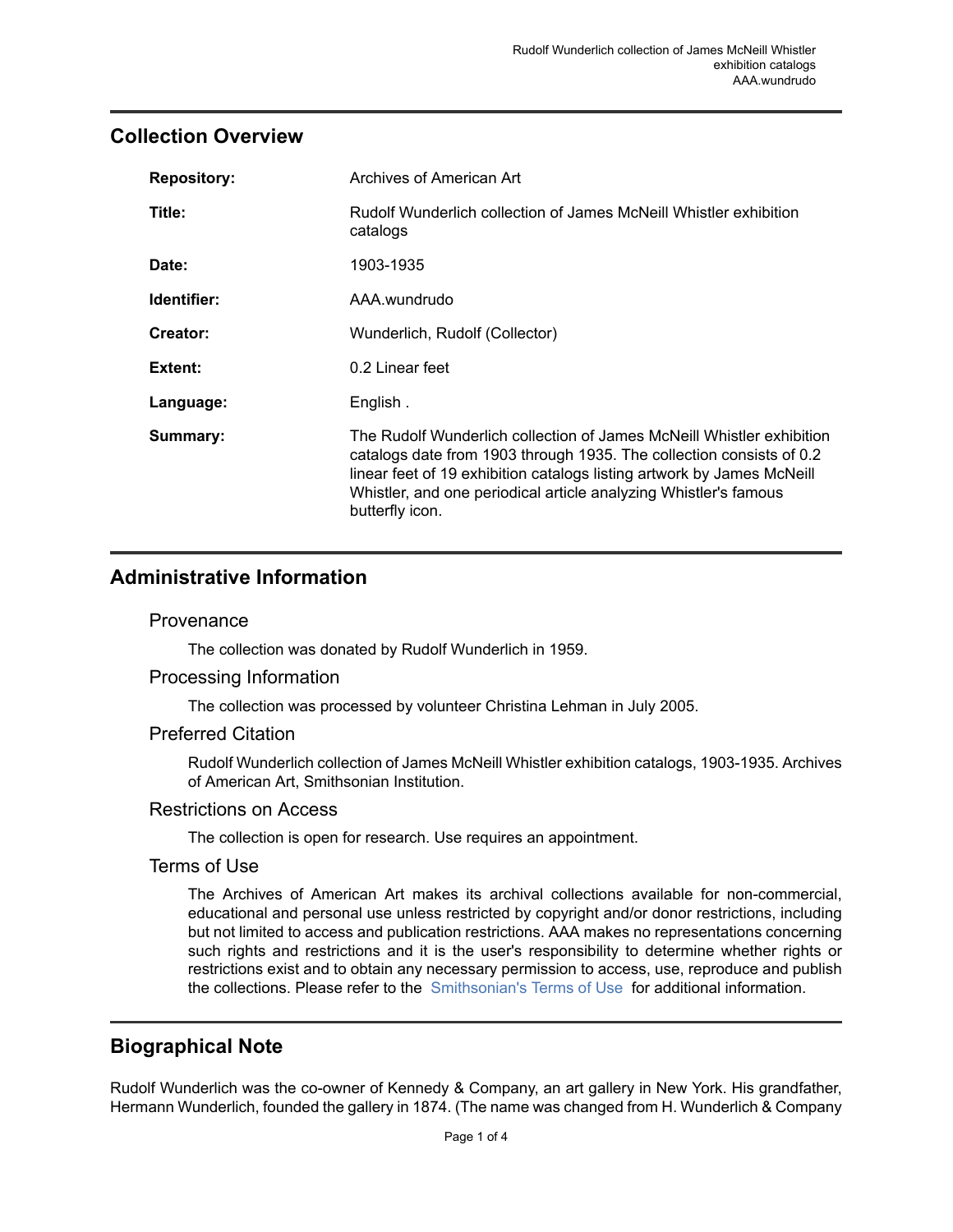## Collection Overview

| | |
|---|---|
| **Repository:** | Archives of American Art |
| **Title:** | Rudolf Wunderlich collection of James McNeill Whistler exhibition catalogs |
| **Date:** | 1903-1935 |
| **Identifier:** | AAA.wundrudo |
| **Creator:** | Wunderlich, Rudolf (Collector) |
| **Extent:** | 0.2 Linear feet |
| **Language:** | English . |
| **Summary:** | The Rudolf Wunderlich collection of James McNeill Whistler exhibition catalogs date from 1903 through 1935. The collection consists of 0.2 linear feet of 19 exhibition catalogs listing artwork by James McNeill Whistler, and one periodical article analyzing Whistler's famous butterfly icon. |

## Administrative Information

### Provenance

The collection was donated by Rudolf Wunderlich in 1959.

### Processing Information

The collection was processed by volunteer Christina Lehman in July 2005.

### Preferred Citation

Rudolf Wunderlich collection of James McNeill Whistler exhibition catalogs, 1903-1935. Archives of American Art, Smithsonian Institution.

### Restrictions on Access

The collection is open for research. Use requires an appointment.

### Terms of Use

The Archives of American Art makes its archival collections available for non-commercial, educational and personal use unless restricted by copyright and/or donor restrictions, including but not limited to access and publication restrictions. AAA makes no representations concerning such rights and restrictions and it is the user's responsibility to determine whether rights or restrictions exist and to obtain any necessary permission to access, use, reproduce and publish the collections. Please refer to the Smithsonian's Terms of Use for additional information.

## Biographical Note

Rudolf Wunderlich was the co-owner of Kennedy & Company, an art gallery in New York. His grandfather, Hermann Wunderlich, founded the gallery in 1874. (The name was changed from H. Wunderlich & Company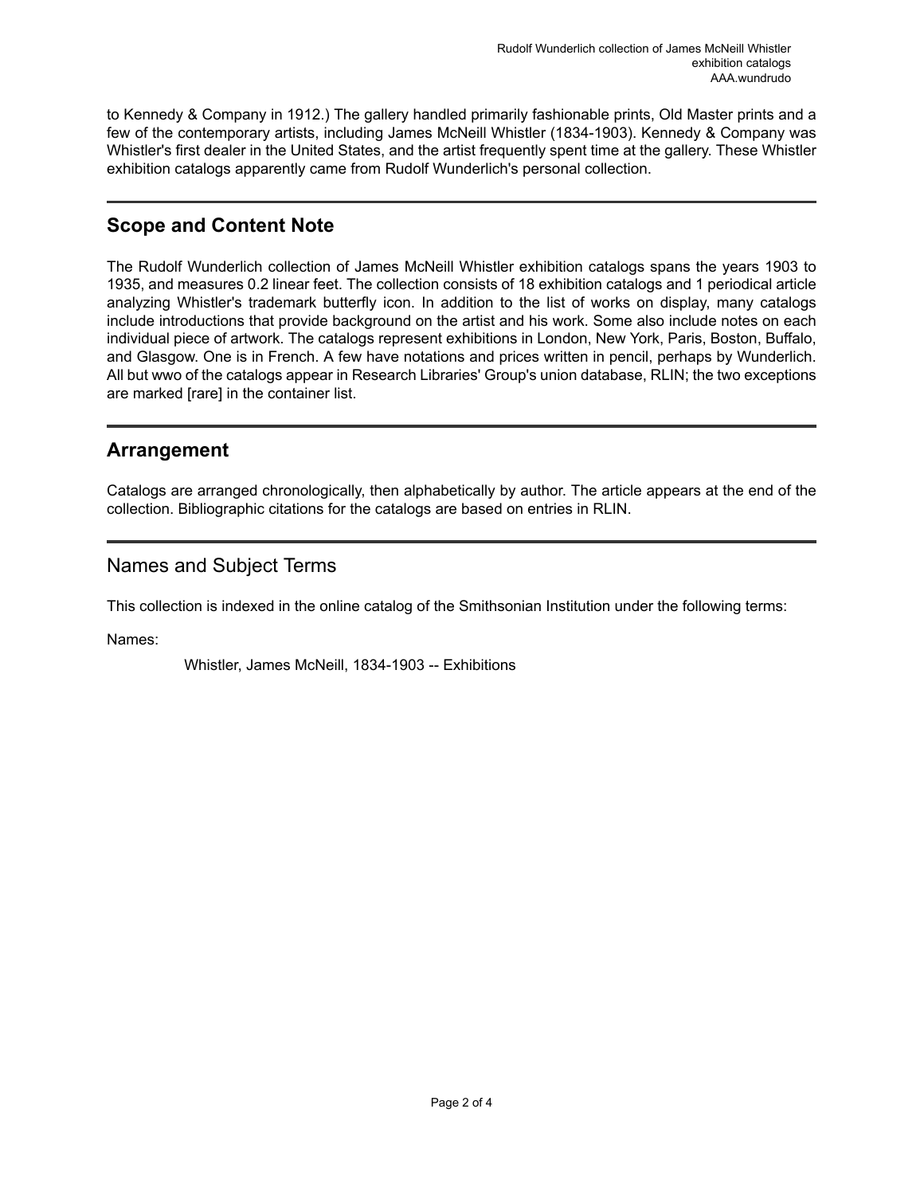to Kennedy & Company in 1912.) The gallery handled primarily fashionable prints, Old Master prints and a few of the contemporary artists, including James McNeill Whistler (1834-1903). Kennedy & Company was Whistler's first dealer in the United States, and the artist frequently spent time at the gallery. These Whistler exhibition catalogs apparently came from Rudolf Wunderlich's personal collection.

## Scope and Content Note

The Rudolf Wunderlich collection of James McNeill Whistler exhibition catalogs spans the years 1903 to 1935, and measures 0.2 linear feet. The collection consists of 18 exhibition catalogs and 1 periodical article analyzing Whistler's trademark butterfly icon. In addition to the list of works on display, many catalogs include introductions that provide background on the artist and his work. Some also include notes on each individual piece of artwork. The catalogs represent exhibitions in London, New York, Paris, Boston, Buffalo, and Glasgow. One is in French. A few have notations and prices written in pencil, perhaps by Wunderlich. All but wwo of the catalogs appear in Research Libraries' Group's union database, RLIN; the two exceptions are marked [rare] in the container list.

## Arrangement

Catalogs are arranged chronologically, then alphabetically by author. The article appears at the end of the collection. Bibliographic citations for the catalogs are based on entries in RLIN.

## Names and Subject Terms

This collection is indexed in the online catalog of the Smithsonian Institution under the following terms:

Names:

Whistler, James McNeill, 1834-1903 -- Exhibitions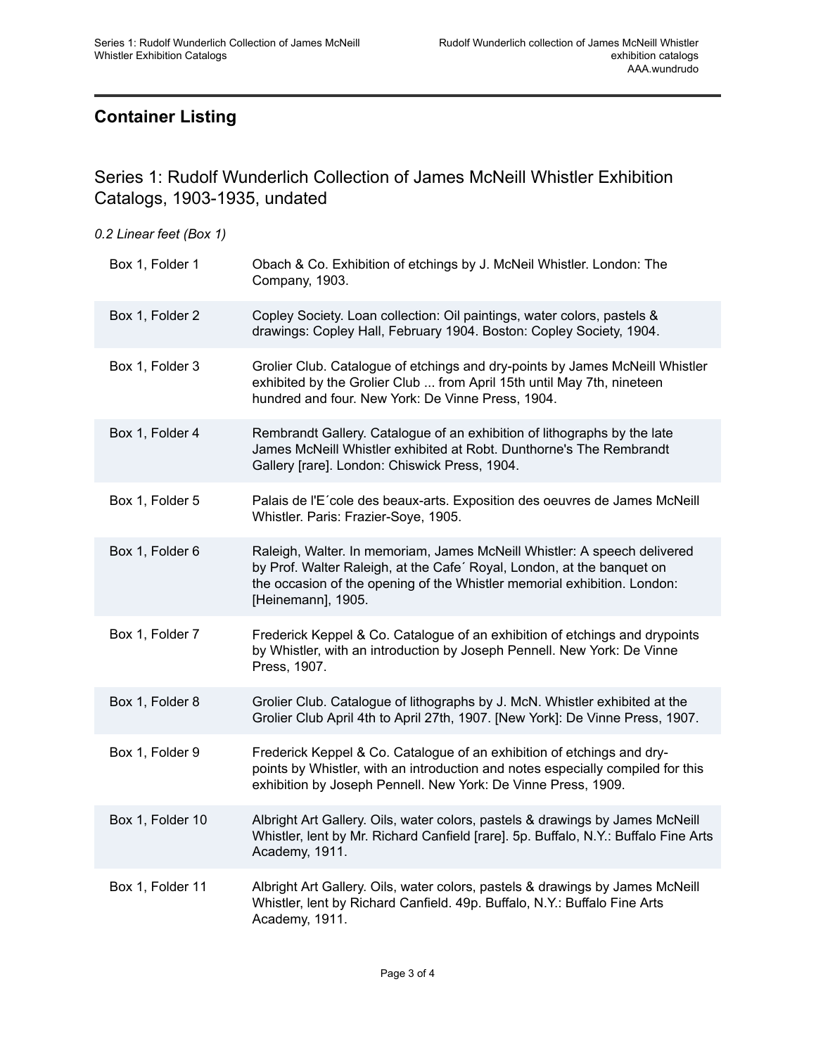## Container Listing

### Series 1: Rudolf Wunderlich Collection of James McNeill Whistler Exhibition Catalogs, 1903-1935, undated

*0.2 Linear feet (Box 1)*

| | |
|---|---|
| Box 1, Folder 1 | Obach & Co. Exhibition of etchings by J. McNeil Whistler. London: The Company, 1903. |
| Box 1, Folder 2 | Copley Society. Loan collection: Oil paintings, water colors, pastels & drawings: Copley Hall, February 1904. Boston: Copley Society, 1904. |
| Box 1, Folder 3 | Grolier Club. Catalogue of etchings and dry-points by James McNeill Whistler exhibited by the Grolier Club ... from April 15th until May 7th, nineteen hundred and four. New York: De Vinne Press, 1904. |
| Box 1, Folder 4 | Rembrandt Gallery. Catalogue of an exhibition of lithographs by the late James McNeill Whistler exhibited at Robt. Dunthorne's The Rembrandt Gallery [rare]. London: Chiswick Press, 1904. |
| Box 1, Folder 5 | Palais de l'E´cole des beaux-arts. Exposition des oeuvres de James McNeill Whistler. Paris: Frazier-Soye, 1905. |
| Box 1, Folder 6 | Raleigh, Walter. In memoriam, James McNeill Whistler: A speech delivered by Prof. Walter Raleigh, at the Cafe´ Royal, London, at the banquet on the occasion of the opening of the Whistler memorial exhibition. London: [Heinemann], 1905. |
| Box 1, Folder 7 | Frederick Keppel & Co. Catalogue of an exhibition of etchings and drypoints by Whistler, with an introduction by Joseph Pennell. New York: De Vinne Press, 1907. |
| Box 1, Folder 8 | Grolier Club. Catalogue of lithographs by J. McN. Whistler exhibited at the Grolier Club April 4th to April 27th, 1907. [New York]: De Vinne Press, 1907. |
| Box 1, Folder 9 | Frederick Keppel & Co. Catalogue of an exhibition of etchings and dry-points by Whistler, with an introduction and notes especially compiled for this exhibition by Joseph Pennell. New York: De Vinne Press, 1909. |
| Box 1, Folder 10 | Albright Art Gallery. Oils, water colors, pastels & drawings by James McNeill Whistler, lent by Mr. Richard Canfield [rare]. 5p. Buffalo, N.Y.: Buffalo Fine Arts Academy, 1911. |
| Box 1, Folder 11 | Albright Art Gallery. Oils, water colors, pastels & drawings by James McNeill Whistler, lent by Richard Canfield. 49p. Buffalo, N.Y.: Buffalo Fine Arts Academy, 1911. |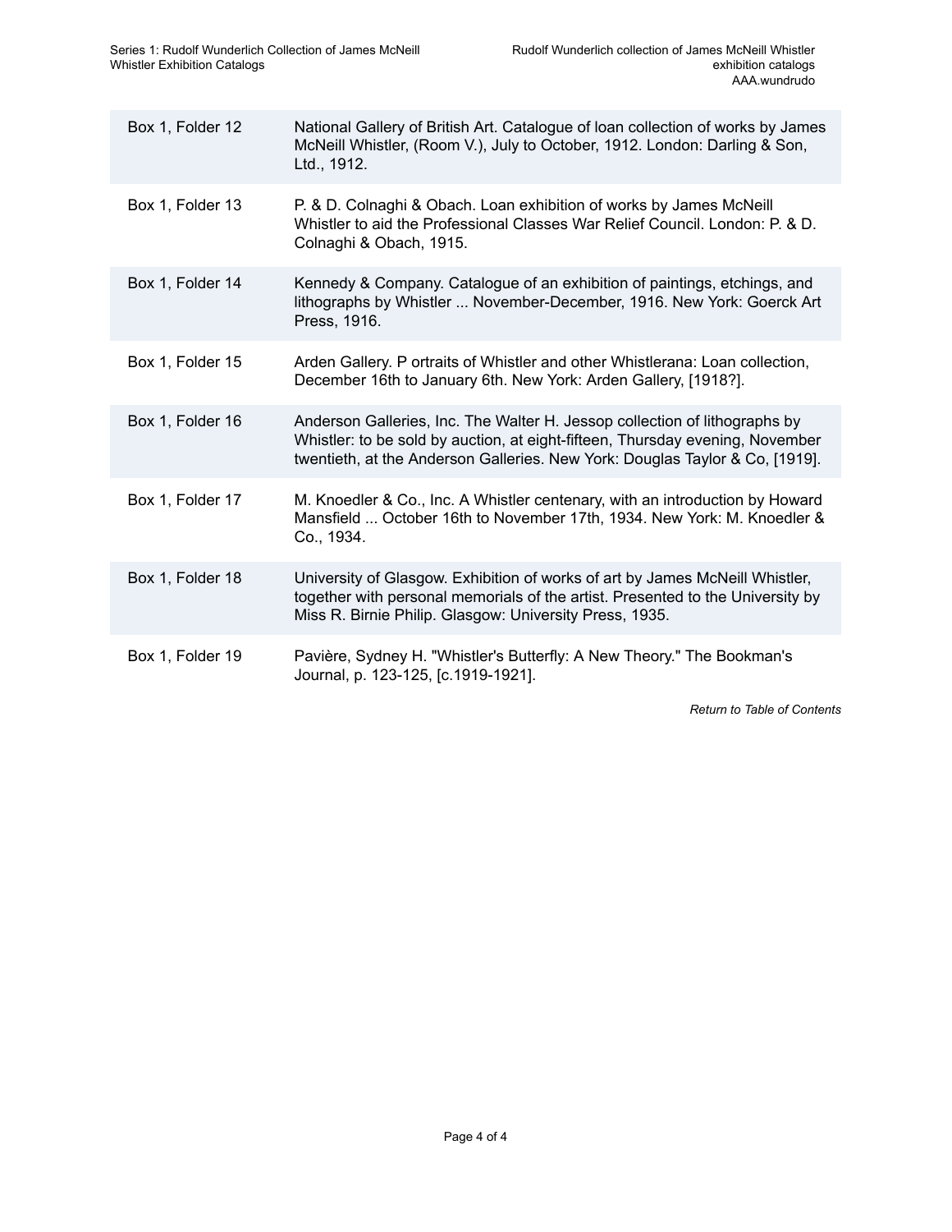| | |
|---|---|
| Box 1, Folder 12 | National Gallery of British Art. Catalogue of loan collection of works by James McNeill Whistler, (Room V.), July to October, 1912. London: Darling & Son, Ltd., 1912. |
| Box 1, Folder 13 | P. & D. Colnaghi & Obach. Loan exhibition of works by James McNeill Whistler to aid the Professional Classes War Relief Council. London: P. & D. Colnaghi & Obach, 1915. |
| Box 1, Folder 14 | Kennedy & Company. Catalogue of an exhibition of paintings, etchings, and lithographs by Whistler ... November-December, 1916. New York: Goerck Art Press, 1916. |
| Box 1, Folder 15 | Arden Gallery. P ortraits of Whistler and other Whistlerana: Loan collection, December 16th to January 6th. New York: Arden Gallery, [1918?]. |
| Box 1, Folder 16 | Anderson Galleries, Inc. The Walter H. Jessop collection of lithographs by Whistler: to be sold by auction, at eight-fifteen, Thursday evening, November twentieth, at the Anderson Galleries. New York: Douglas Taylor & Co, [1919]. |
| Box 1, Folder 17 | M. Knoedler & Co., Inc. A Whistler centenary, with an introduction by Howard Mansfield ... October 16th to November 17th, 1934. New York: M. Knoedler & Co., 1934. |
| Box 1, Folder 18 | University of Glasgow. Exhibition of works of art by James McNeill Whistler, together with personal memorials of the artist. Presented to the University by Miss R. Birnie Philip. Glasgow: University Press, 1935. |
| Box 1, Folder 19 | Pavière, Sydney H. "Whistler's Butterfly: A New Theory." The Bookman's Journal, p. 123-125, [c.1919-1921]. |

*Return to Table of Contents*